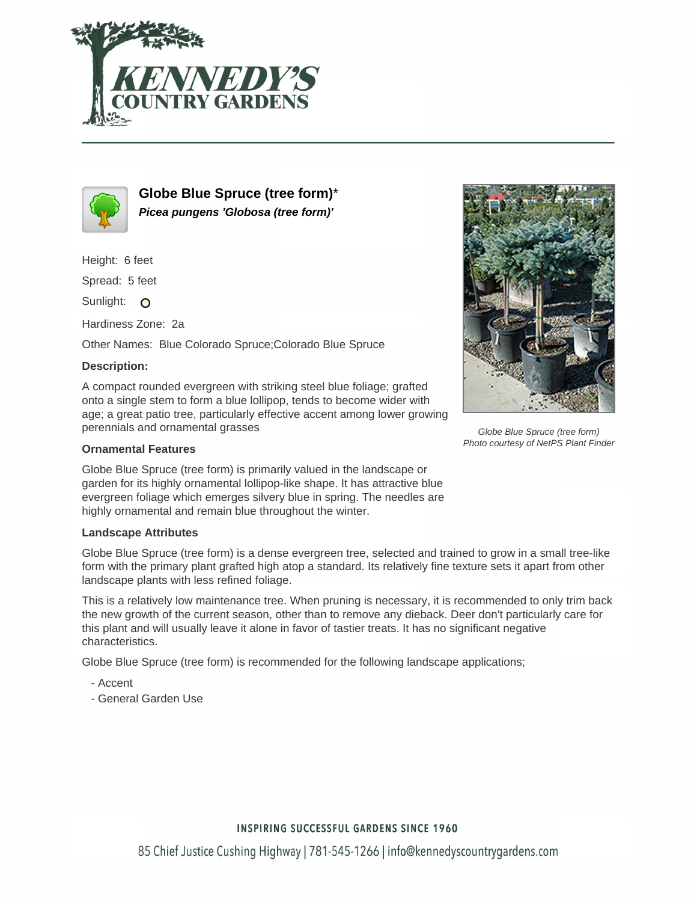# Globe Blue Spruce (tree form)*

***Picea pungens 'Globosa (tree form)'***

Height: 6 feet

Spread: 5 feet

Sunlight: O

Hardiness Zone: 2a

Other Names: Blue Colorado Spruce;Colorado Blue Spruce

### Description:

A compact rounded evergreen with striking steel blue foliage; grafted onto a single stem to form a blue lollipop, tends to become wider with age; a great patio tree, particularly effective accent among lower growing perennials and ornamental grasses

*Globe Blue Spruce (tree form)*
*Photo courtesy of NetPS Plant Finder*

### Ornamental Features

Globe Blue Spruce (tree form) is primarily valued in the landscape or garden for its highly ornamental lollipop-like shape. It has attractive blue evergreen foliage which emerges silvery blue in spring. The needles are highly ornamental and remain blue throughout the winter.

### Landscape Attributes

Globe Blue Spruce (tree form) is a dense evergreen tree, selected and trained to grow in a small tree-like form with the primary plant grafted high atop a standard. Its relatively fine texture sets it apart from other landscape plants with less refined foliage.

This is a relatively low maintenance tree. When pruning is necessary, it is recommended to only trim back the new growth of the current season, other than to remove any dieback. Deer don't particularly care for this plant and will usually leave it alone in favor of tastier treats. It has no significant negative characteristics.

Globe Blue Spruce (tree form) is recommended for the following landscape applications;

- Accent
- General Garden Use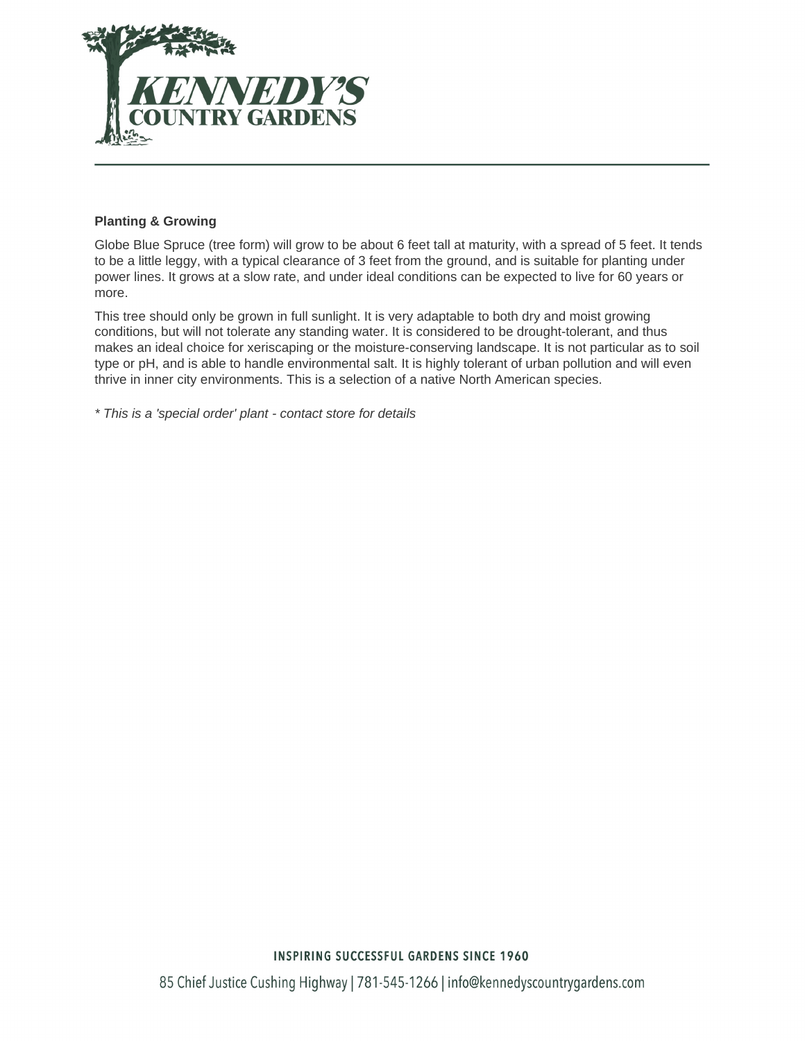**Planting & Growing**

Globe Blue Spruce (tree form) will grow to be about 6 feet tall at maturity, with a spread of 5 feet. It tends to be a little leggy, with a typical clearance of 3 feet from the ground, and is suitable for planting under power lines. It grows at a slow rate, and under ideal conditions can be expected to live for 60 years or more.

This tree should only be grown in full sunlight. It is very adaptable to both dry and moist growing conditions, but will not tolerate any standing water. It is considered to be drought-tolerant, and thus makes an ideal choice for xeriscaping or the moisture-conserving landscape. It is not particular as to soil type or pH, and is able to handle environmental salt. It is highly tolerant of urban pollution and will even thrive in inner city environments. This is a selection of a native North American species.

*\* This is a 'special order' plant - contact store for details*